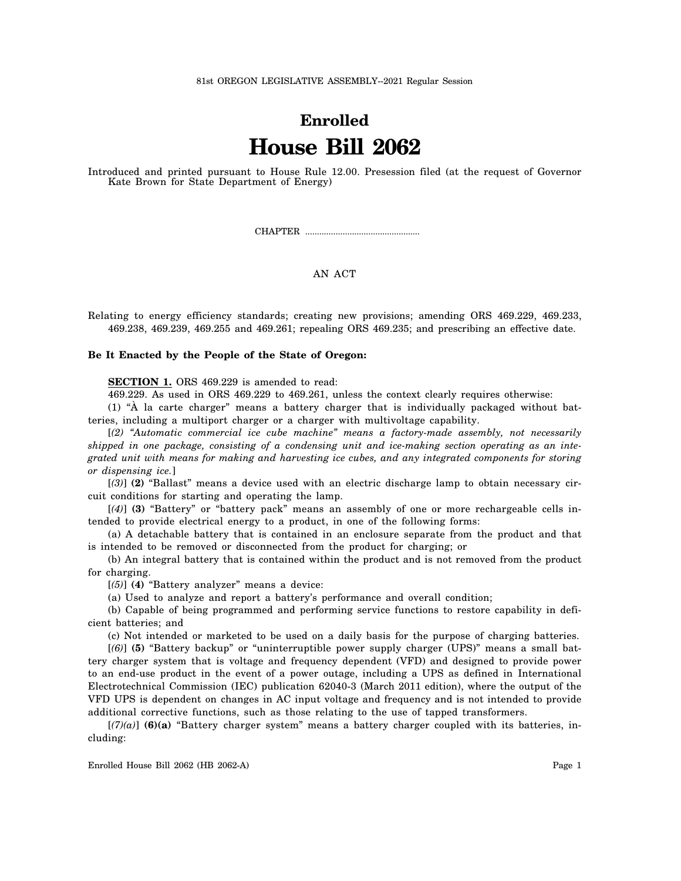81st OREGON LEGISLATIVE ASSEMBLY--2021 Regular Session

# Enrolled
# House Bill 2062

Introduced and printed pursuant to House Rule 12.00. Presession filed (at the request of Governor Kate Brown for State Department of Energy)

CHAPTER .................................................

AN ACT

Relating to energy efficiency standards; creating new provisions; amending ORS 469.229, 469.233, 469.238, 469.239, 469.255 and 469.261; repealing ORS 469.235; and prescribing an effective date.

**Be It Enacted by the People of the State of Oregon:**

**SECTION 1.** ORS 469.229 is amended to read:

469.229. As used in ORS 469.229 to 469.261, unless the context clearly requires otherwise:

(1) "À la carte charger" means a battery charger that is individually packaged without batteries, including a multiport charger or a charger with multivoltage capability.

[*(2) "Automatic commercial ice cube machine" means a factory-made assembly, not necessarily shipped in one package, consisting of a condensing unit and ice-making section operating as an integrated unit with means for making and harvesting ice cubes, and any integrated components for storing or dispensing ice.*]

[*(3)*] **(2)** "Ballast" means a device used with an electric discharge lamp to obtain necessary circuit conditions for starting and operating the lamp.

[*(4)*] **(3)** "Battery" or "battery pack" means an assembly of one or more rechargeable cells intended to provide electrical energy to a product, in one of the following forms:

(a) A detachable battery that is contained in an enclosure separate from the product and that is intended to be removed or disconnected from the product for charging; or

(b) An integral battery that is contained within the product and is not removed from the product for charging.

[*(5)*] **(4)** "Battery analyzer" means a device:

(a) Used to analyze and report a battery's performance and overall condition;

(b) Capable of being programmed and performing service functions to restore capability in deficient batteries; and

(c) Not intended or marketed to be used on a daily basis for the purpose of charging batteries.

[*(6)*] **(5)** "Battery backup" or "uninterruptible power supply charger (UPS)" means a small battery charger system that is voltage and frequency dependent (VFD) and designed to provide power to an end-use product in the event of a power outage, including a UPS as defined in International Electrotechnical Commission (IEC) publication 62040-3 (March 2011 edition), where the output of the VFD UPS is dependent on changes in AC input voltage and frequency and is not intended to provide additional corrective functions, such as those relating to the use of tapped transformers.

[*(7)(a)*] **(6)(a)** "Battery charger system" means a battery charger coupled with its batteries, including: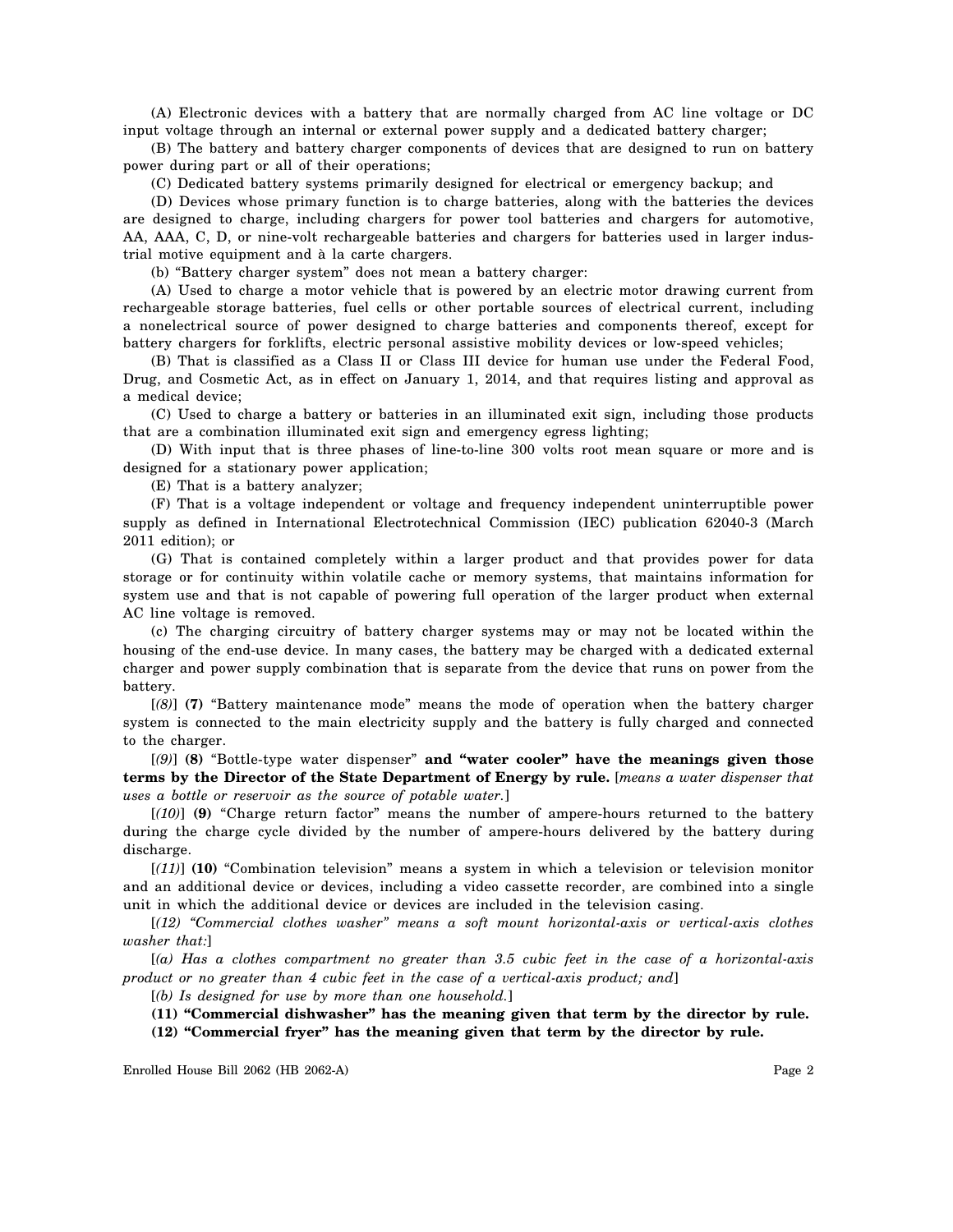(A) Electronic devices with a battery that are normally charged from AC line voltage or DC input voltage through an internal or external power supply and a dedicated battery charger;

(B) The battery and battery charger components of devices that are designed to run on battery power during part or all of their operations;

(C) Dedicated battery systems primarily designed for electrical or emergency backup; and

(D) Devices whose primary function is to charge batteries, along with the batteries the devices are designed to charge, including chargers for power tool batteries and chargers for automotive, AA, AAA, C, D, or nine-volt rechargeable batteries and chargers for batteries used in larger industrial motive equipment and à la carte chargers.

(b) "Battery charger system" does not mean a battery charger:

(A) Used to charge a motor vehicle that is powered by an electric motor drawing current from rechargeable storage batteries, fuel cells or other portable sources of electrical current, including a nonelectrical source of power designed to charge batteries and components thereof, except for battery chargers for forklifts, electric personal assistive mobility devices or low-speed vehicles;

(B) That is classified as a Class II or Class III device for human use under the Federal Food, Drug, and Cosmetic Act, as in effect on January 1, 2014, and that requires listing and approval as a medical device;

(C) Used to charge a battery or batteries in an illuminated exit sign, including those products that are a combination illuminated exit sign and emergency egress lighting;

(D) With input that is three phases of line-to-line 300 volts root mean square or more and is designed for a stationary power application;

(E) That is a battery analyzer;

(F) That is a voltage independent or voltage and frequency independent uninterruptible power supply as defined in International Electrotechnical Commission (IEC) publication 62040-3 (March 2011 edition); or

(G) That is contained completely within a larger product and that provides power for data storage or for continuity within volatile cache or memory systems, that maintains information for system use and that is not capable of powering full operation of the larger product when external AC line voltage is removed.

(c) The charging circuitry of battery charger systems may or may not be located within the housing of the end-use device. In many cases, the battery may be charged with a dedicated external charger and power supply combination that is separate from the device that runs on power from the battery.

[*(8)*] **(7)** "Battery maintenance mode" means the mode of operation when the battery charger system is connected to the main electricity supply and the battery is fully charged and connected to the charger.

[*(9)*] **(8)** "Bottle-type water dispenser" **and "water cooler" have the meanings given those terms by the Director of the State Department of Energy by rule.** [*means a water dispenser that uses a bottle or reservoir as the source of potable water.*]

[*(10)*] **(9)** "Charge return factor" means the number of ampere-hours returned to the battery during the charge cycle divided by the number of ampere-hours delivered by the battery during discharge.

[*(11)*] **(10)** "Combination television" means a system in which a television or television monitor and an additional device or devices, including a video cassette recorder, are combined into a single unit in which the additional device or devices are included in the television casing.

[*(12) "Commercial clothes washer" means a soft mount horizontal-axis or vertical-axis clothes washer that:*]

[*(a) Has a clothes compartment no greater than 3.5 cubic feet in the case of a horizontal-axis product or no greater than 4 cubic feet in the case of a vertical-axis product; and*]

[*(b) Is designed for use by more than one household.*]

**(11) "Commercial dishwasher" has the meaning given that term by the director by rule.**

**(12) "Commercial fryer" has the meaning given that term by the director by rule.**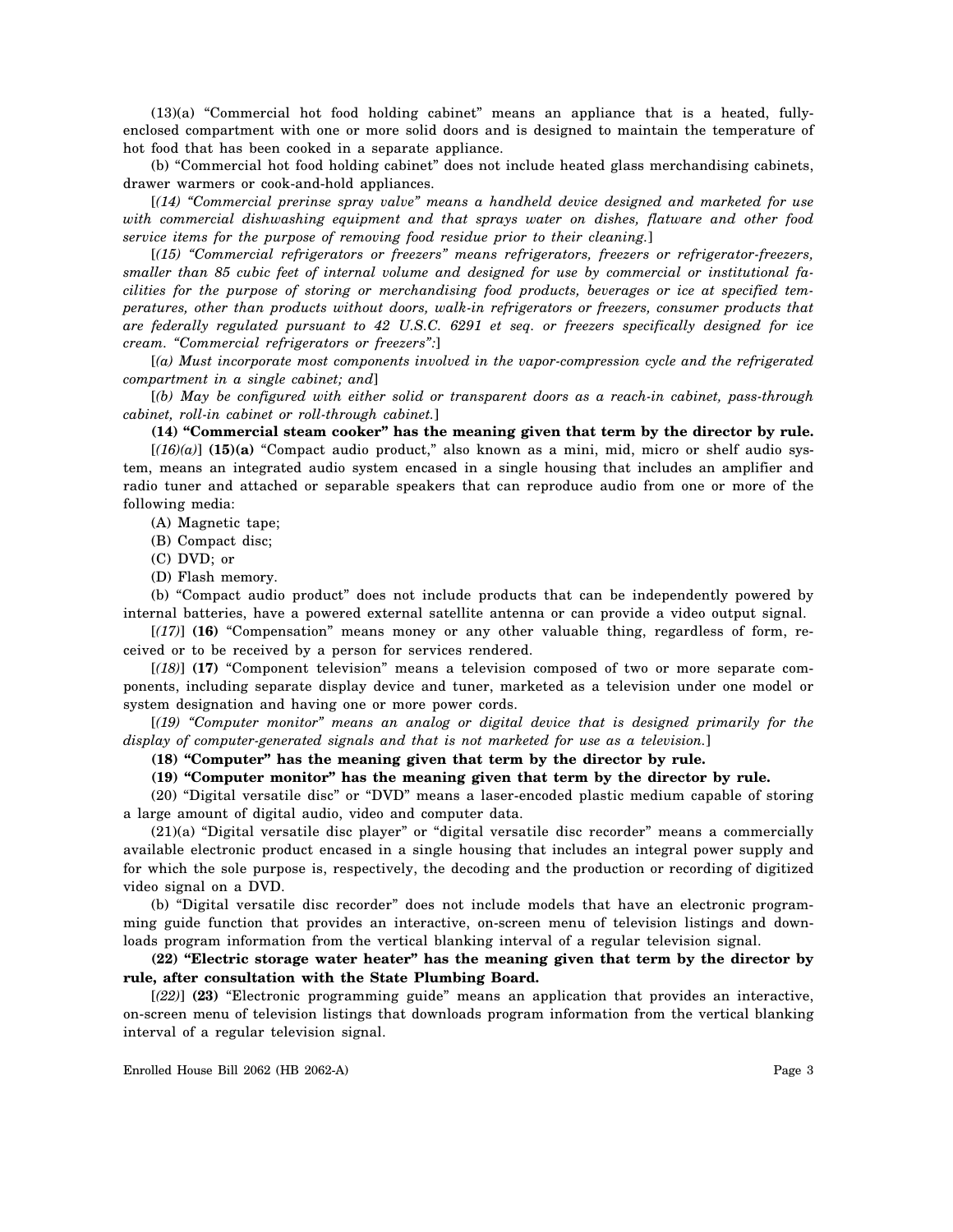(13)(a) "Commercial hot food holding cabinet" means an appliance that is a heated, fully-enclosed compartment with one or more solid doors and is designed to maintain the temperature of hot food that has been cooked in a separate appliance.

(b) "Commercial hot food holding cabinet" does not include heated glass merchandising cabinets, drawer warmers or cook-and-hold appliances.

[*(14) "Commercial prerinse spray valve" means a handheld device designed and marketed for use with commercial dishwashing equipment and that sprays water on dishes, flatware and other food service items for the purpose of removing food residue prior to their cleaning.*]

[*(15) "Commercial refrigerators or freezers" means refrigerators, freezers or refrigerator-freezers, smaller than 85 cubic feet of internal volume and designed for use by commercial or institutional facilities for the purpose of storing or merchandising food products, beverages or ice at specified temperatures, other than products without doors, walk-in refrigerators or freezers, consumer products that are federally regulated pursuant to 42 U.S.C. 6291 et seq. or freezers specifically designed for ice cream. "Commercial refrigerators or freezers":*]

[*(a) Must incorporate most components involved in the vapor-compression cycle and the refrigerated compartment in a single cabinet; and*]

[*(b) May be configured with either solid or transparent doors as a reach-in cabinet, pass-through cabinet, roll-in cabinet or roll-through cabinet.*]

**(14) "Commercial steam cooker" has the meaning given that term by the director by rule.**

[*(16)(a)*] **(15)(a)** "Compact audio product," also known as a mini, mid, micro or shelf audio system, means an integrated audio system encased in a single housing that includes an amplifier and radio tuner and attached or separable speakers that can reproduce audio from one or more of the following media:

(A) Magnetic tape;

(B) Compact disc;

(C) DVD; or

(D) Flash memory.

(b) "Compact audio product" does not include products that can be independently powered by internal batteries, have a powered external satellite antenna or can provide a video output signal.

[*(17)*] **(16)** "Compensation" means money or any other valuable thing, regardless of form, received or to be received by a person for services rendered.

[*(18)*] **(17)** "Component television" means a television composed of two or more separate components, including separate display device and tuner, marketed as a television under one model or system designation and having one or more power cords.

[*(19) "Computer monitor" means an analog or digital device that is designed primarily for the display of computer-generated signals and that is not marketed for use as a television.*]

**(18) "Computer" has the meaning given that term by the director by rule.**

**(19) "Computer monitor" has the meaning given that term by the director by rule.**

(20) "Digital versatile disc" or "DVD" means a laser-encoded plastic medium capable of storing a large amount of digital audio, video and computer data.

(21)(a) "Digital versatile disc player" or "digital versatile disc recorder" means a commercially available electronic product encased in a single housing that includes an integral power supply and for which the sole purpose is, respectively, the decoding and the production or recording of digitized video signal on a DVD.

(b) "Digital versatile disc recorder" does not include models that have an electronic programming guide function that provides an interactive, on-screen menu of television listings and downloads program information from the vertical blanking interval of a regular television signal.

**(22) "Electric storage water heater" has the meaning given that term by the director by rule, after consultation with the State Plumbing Board.**

[*(22)*] **(23)** "Electronic programming guide" means an application that provides an interactive, on-screen menu of television listings that downloads program information from the vertical blanking interval of a regular television signal.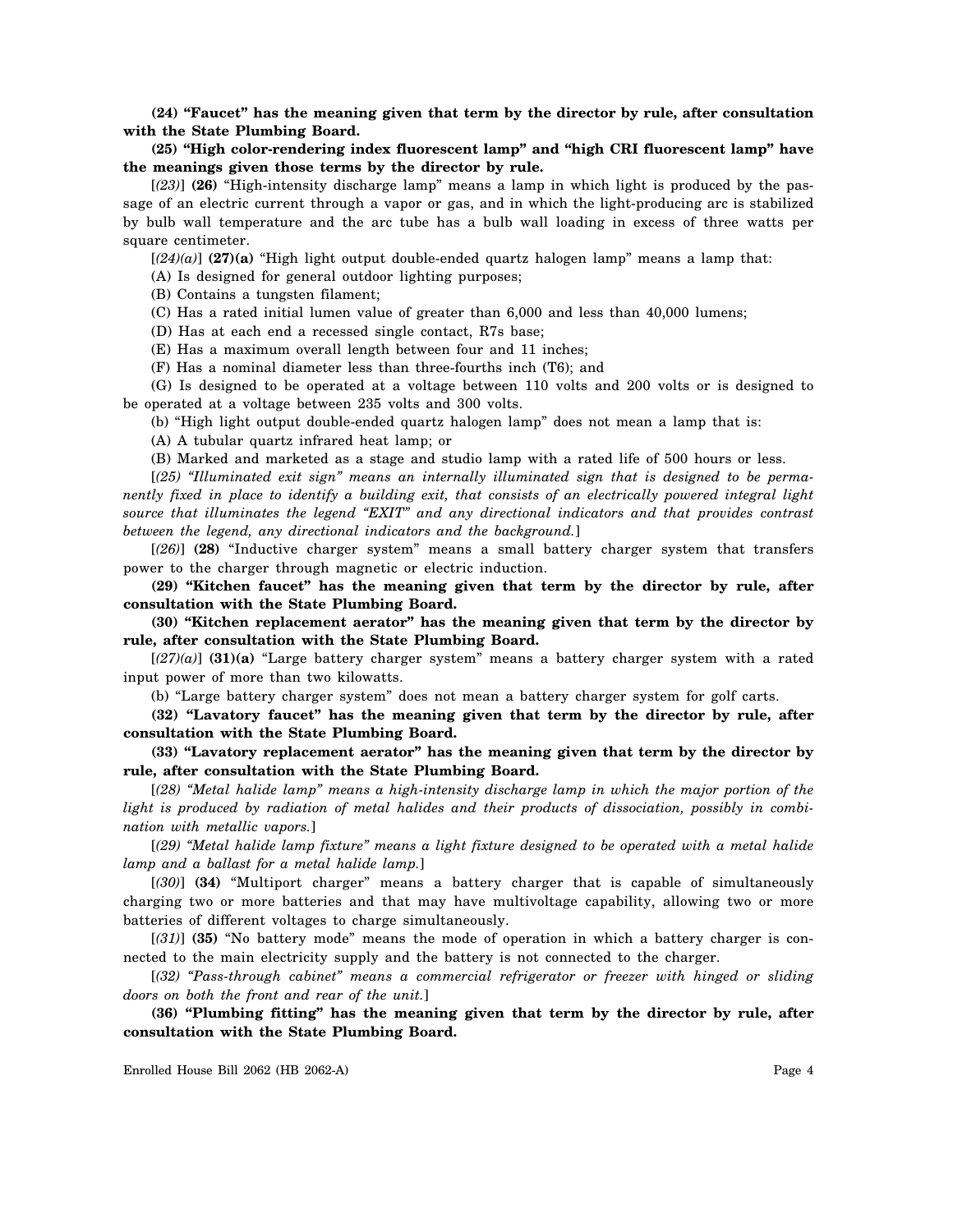**(24) "Faucet" has the meaning given that term by the director by rule, after consultation with the State Plumbing Board.**

**(25) "High color-rendering index fluorescent lamp" and "high CRI fluorescent lamp" have the meanings given those terms by the director by rule.**

[*(23)*] **(26)** "High-intensity discharge lamp" means a lamp in which light is produced by the passage of an electric current through a vapor or gas, and in which the light-producing arc is stabilized by bulb wall temperature and the arc tube has a bulb wall loading in excess of three watts per square centimeter.

[*(24)(a)*] **(27)(a)** "High light output double-ended quartz halogen lamp" means a lamp that:

(A) Is designed for general outdoor lighting purposes;

(B) Contains a tungsten filament;

(C) Has a rated initial lumen value of greater than 6,000 and less than 40,000 lumens;

(D) Has at each end a recessed single contact, R7s base;

(E) Has a maximum overall length between four and 11 inches;

(F) Has a nominal diameter less than three-fourths inch (T6); and

(G) Is designed to be operated at a voltage between 110 volts and 200 volts or is designed to be operated at a voltage between 235 volts and 300 volts.

(b) "High light output double-ended quartz halogen lamp" does not mean a lamp that is:

(A) A tubular quartz infrared heat lamp; or

(B) Marked and marketed as a stage and studio lamp with a rated life of 500 hours or less.

[*(25) "Illuminated exit sign" means an internally illuminated sign that is designed to be permanently fixed in place to identify a building exit, that consists of an electrically powered integral light source that illuminates the legend "EXIT" and any directional indicators and that provides contrast between the legend, any directional indicators and the background.*]

[*(26)*] **(28)** "Inductive charger system" means a small battery charger system that transfers power to the charger through magnetic or electric induction.

**(29) "Kitchen faucet" has the meaning given that term by the director by rule, after consultation with the State Plumbing Board.**

**(30) "Kitchen replacement aerator" has the meaning given that term by the director by rule, after consultation with the State Plumbing Board.**

[*(27)(a)*] **(31)(a)** "Large battery charger system" means a battery charger system with a rated input power of more than two kilowatts.

(b) "Large battery charger system" does not mean a battery charger system for golf carts.

**(32) "Lavatory faucet" has the meaning given that term by the director by rule, after consultation with the State Plumbing Board.**

**(33) "Lavatory replacement aerator" has the meaning given that term by the director by rule, after consultation with the State Plumbing Board.**

[*(28) "Metal halide lamp" means a high-intensity discharge lamp in which the major portion of the light is produced by radiation of metal halides and their products of dissociation, possibly in combination with metallic vapors.*]

[*(29) "Metal halide lamp fixture" means a light fixture designed to be operated with a metal halide lamp and a ballast for a metal halide lamp.*]

[*(30)*] **(34)** "Multiport charger" means a battery charger that is capable of simultaneously charging two or more batteries and that may have multivoltage capability, allowing two or more batteries of different voltages to charge simultaneously.

[*(31)*] **(35)** "No battery mode" means the mode of operation in which a battery charger is connected to the main electricity supply and the battery is not connected to the charger.

[*(32) "Pass-through cabinet" means a commercial refrigerator or freezer with hinged or sliding doors on both the front and rear of the unit.*]

**(36) "Plumbing fitting" has the meaning given that term by the director by rule, after consultation with the State Plumbing Board.**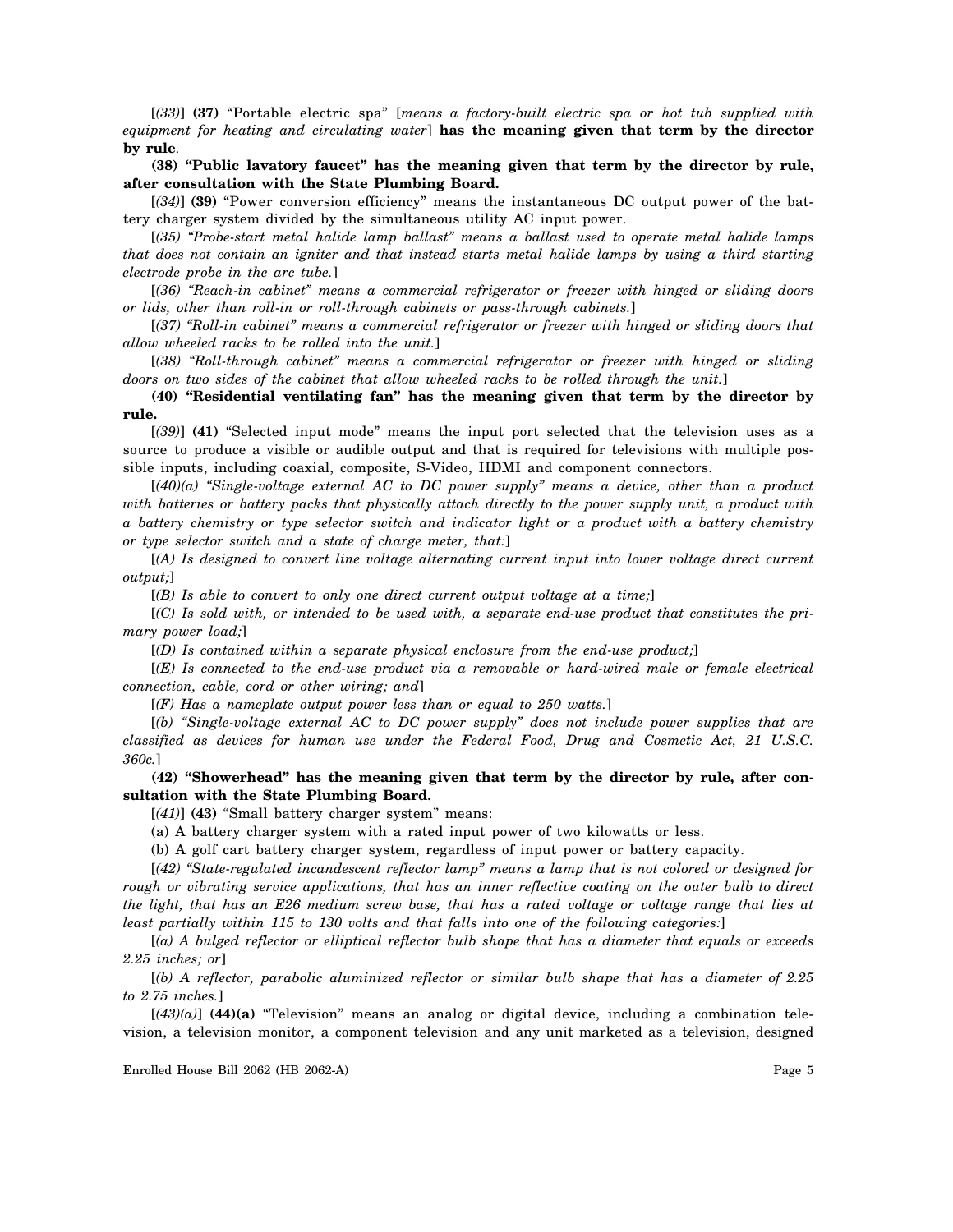[*(33)*] **(37)** "Portable electric spa" [*means a factory-built electric spa or hot tub supplied with equipment for heating and circulating water*] **has the meaning given that term by the director by rule**.

**(38) "Public lavatory faucet" has the meaning given that term by the director by rule, after consultation with the State Plumbing Board.**

[*(34)*] **(39)** "Power conversion efficiency" means the instantaneous DC output power of the battery charger system divided by the simultaneous utility AC input power.

[*(35) "Probe-start metal halide lamp ballast" means a ballast used to operate metal halide lamps that does not contain an igniter and that instead starts metal halide lamps by using a third starting electrode probe in the arc tube.*]

[*(36) "Reach-in cabinet" means a commercial refrigerator or freezer with hinged or sliding doors or lids, other than roll-in or roll-through cabinets or pass-through cabinets.*]

[*(37) "Roll-in cabinet" means a commercial refrigerator or freezer with hinged or sliding doors that allow wheeled racks to be rolled into the unit.*]

[*(38) "Roll-through cabinet" means a commercial refrigerator or freezer with hinged or sliding doors on two sides of the cabinet that allow wheeled racks to be rolled through the unit.*]

**(40) "Residential ventilating fan" has the meaning given that term by the director by rule.**

[*(39)*] **(41)** "Selected input mode" means the input port selected that the television uses as a source to produce a visible or audible output and that is required for televisions with multiple possible inputs, including coaxial, composite, S-Video, HDMI and component connectors.

[*(40)(a) "Single-voltage external AC to DC power supply" means a device, other than a product with batteries or battery packs that physically attach directly to the power supply unit, a product with a battery chemistry or type selector switch and indicator light or a product with a battery chemistry or type selector switch and a state of charge meter, that:*]

[*(A) Is designed to convert line voltage alternating current input into lower voltage direct current output;*]

[*(B) Is able to convert to only one direct current output voltage at a time;*]

[*(C) Is sold with, or intended to be used with, a separate end-use product that constitutes the primary power load;*]

[*(D) Is contained within a separate physical enclosure from the end-use product;*]

[*(E) Is connected to the end-use product via a removable or hard-wired male or female electrical connection, cable, cord or other wiring; and*]

[*(F) Has a nameplate output power less than or equal to 250 watts.*]

[*(b) "Single-voltage external AC to DC power supply" does not include power supplies that are classified as devices for human use under the Federal Food, Drug and Cosmetic Act, 21 U.S.C. 360c.*]

**(42) "Showerhead" has the meaning given that term by the director by rule, after consultation with the State Plumbing Board.**

[*(41)*] **(43)** "Small battery charger system" means:

(a) A battery charger system with a rated input power of two kilowatts or less.

(b) A golf cart battery charger system, regardless of input power or battery capacity.

[*(42) "State-regulated incandescent reflector lamp" means a lamp that is not colored or designed for rough or vibrating service applications, that has an inner reflective coating on the outer bulb to direct the light, that has an E26 medium screw base, that has a rated voltage or voltage range that lies at least partially within 115 to 130 volts and that falls into one of the following categories:*]

[*(a) A bulged reflector or elliptical reflector bulb shape that has a diameter that equals or exceeds 2.25 inches; or*]

[*(b) A reflector, parabolic aluminized reflector or similar bulb shape that has a diameter of 2.25 to 2.75 inches.*]

[*(43)(a)*] **(44)(a)** "Television" means an analog or digital device, including a combination television, a television monitor, a component television and any unit marketed as a television, designed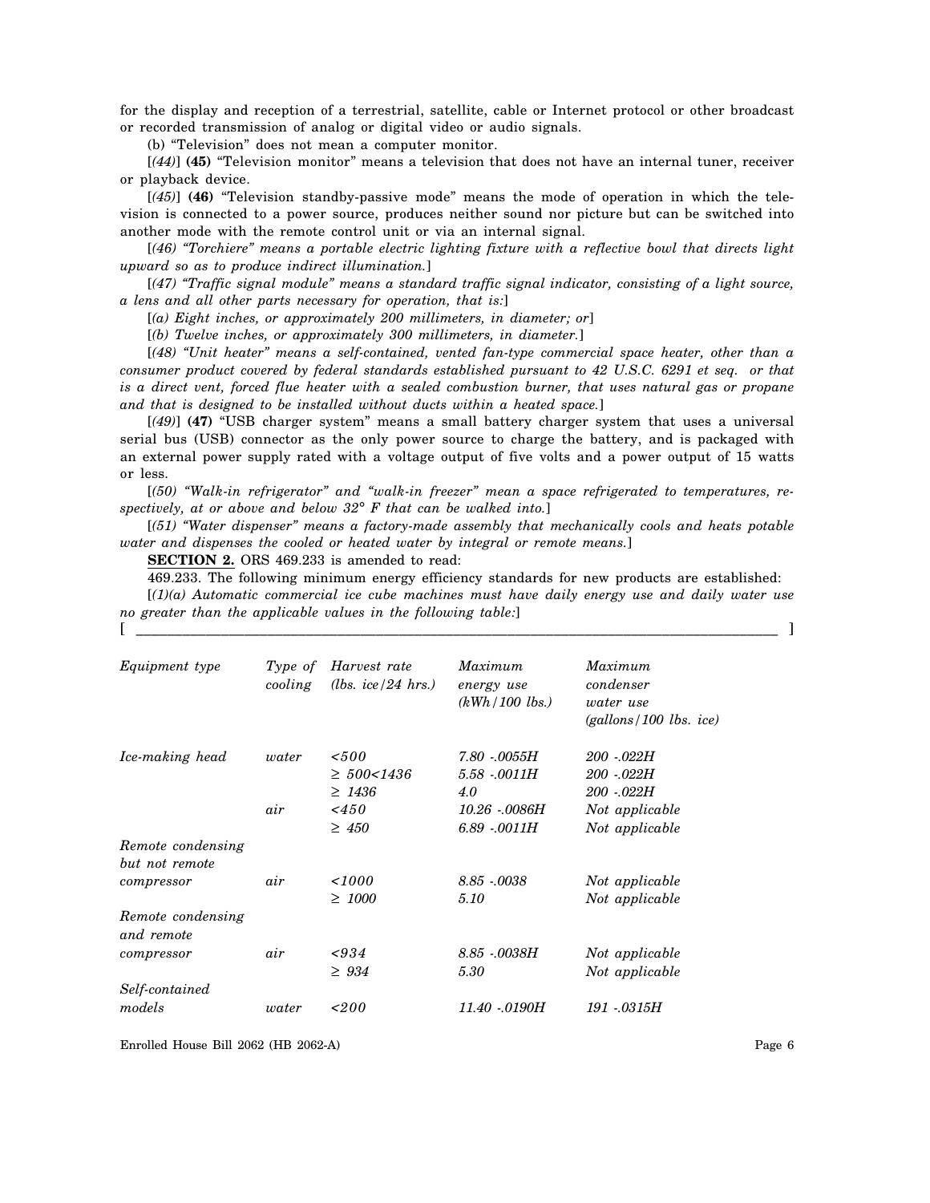for the display and reception of a terrestrial, satellite, cable or Internet protocol or other broadcast or recorded transmission of analog or digital video or audio signals.

(b) "Television" does not mean a computer monitor.

[*(44)*] **(45)** "Television monitor" means a television that does not have an internal tuner, receiver or playback device.

[*(45)*] **(46)** "Television standby-passive mode" means the mode of operation in which the television is connected to a power source, produces neither sound nor picture but can be switched into another mode with the remote control unit or via an internal signal.

[*(46) "Torchiere" means a portable electric lighting fixture with a reflective bowl that directs light upward so as to produce indirect illumination.*]

[*(47) "Traffic signal module" means a standard traffic signal indicator, consisting of a light source, a lens and all other parts necessary for operation, that is:*]

[*(a) Eight inches, or approximately 200 millimeters, in diameter; or*]

[*(b) Twelve inches, or approximately 300 millimeters, in diameter.*]

[*(48) "Unit heater" means a self-contained, vented fan-type commercial space heater, other than a consumer product covered by federal standards established pursuant to 42 U.S.C. 6291 et seq. or that is a direct vent, forced flue heater with a sealed combustion burner, that uses natural gas or propane and that is designed to be installed without ducts within a heated space.*]

[*(49)*] **(47)** "USB charger system" means a small battery charger system that uses a universal serial bus (USB) connector as the only power source to charge the battery, and is packaged with an external power supply rated with a voltage output of five volts and a power output of 15 watts or less.

[*(50) "Walk-in refrigerator" and "walk-in freezer" mean a space refrigerated to temperatures, respectively, at or above and below 32° F that can be walked into.*]

[*(51) "Water dispenser" means a factory-made assembly that mechanically cools and heats potable water and dispenses the cooled or heated water by integral or remote means.*]

**SECTION 2.** ORS 469.233 is amended to read:

469.233. The following minimum energy efficiency standards for new products are established:

[*(1)(a) Automatic commercial ice cube machines must have daily energy use and daily water use no greater than the applicable values in the following table:*]

[ ______________________________________________________________________ ]

| *Equipment type* | *Type of cooling* | *Harvest rate (lbs. ice/24 hrs.)* | *Maximum energy use (kWh/100 lbs.)* | *Maximum condenser water use (gallons/100 lbs. ice)* |
|---|---|---|---|---|
| *Ice-making head* | *water* | *<500* | *7.80 -.0055H* | *200 -.022H* |
| | | *≥ 500<1436* | *5.58 -.0011H* | *200 -.022H* |
| | | *≥ 1436* | *4.0* | *200 -.022H* |
| | *air* | *<450* | *10.26 -.0086H* | *Not applicable* |
| | | *≥ 450* | *6.89 -.0011H* | *Not applicable* |
| *Remote condensing but not remote compressor* | *air* | *<1000* | *8.85 -.0038* | *Not applicable* |
| | | *≥ 1000* | *5.10* | *Not applicable* |
| *Remote condensing and remote compressor* | *air* | *<934* | *8.85 -.0038H* | *Not applicable* |
| | | *≥ 934* | *5.30* | *Not applicable* |
| *Self-contained models* | *water* | *<200* | *11.40 -.0190H* | *191 -.0315H* |

Enrolled House Bill 2062 (HB 2062-A)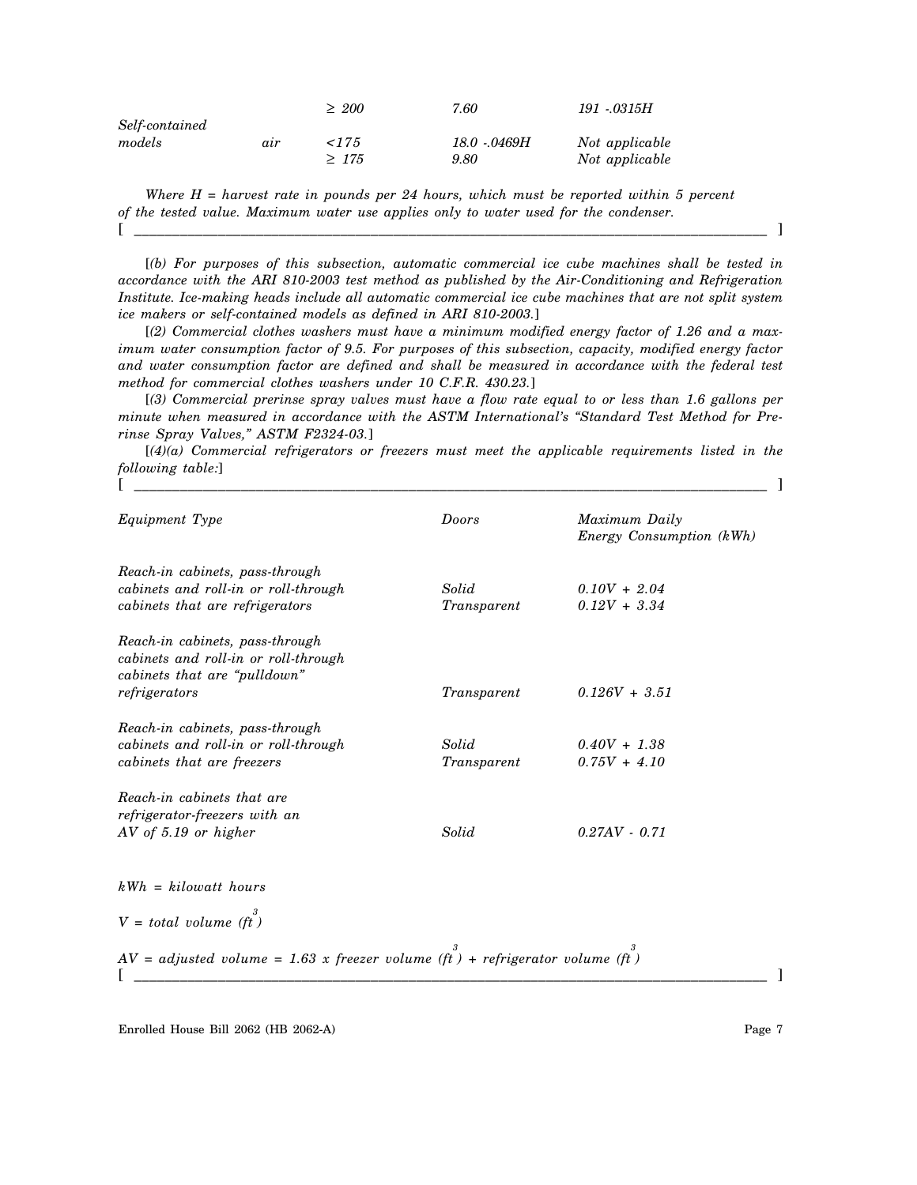| | | | | |
|---|---|---|---|---|
| | | ≥ 200 | 7.60 | 191 -.0315H |
| Self-contained models | air | <175 | 18.0 -.0469H | Not applicable |
| | | ≥ 175 | 9.80 | Not applicable |

*Where H = harvest rate in pounds per 24 hours, which must be reported within 5 percent of the tested value. Maximum water use applies only to water used for the condenser.*

[ ______________________________________________________________________________ ]

[*(b) For purposes of this subsection, automatic commercial ice cube machines shall be tested in accordance with the ARI 810-2003 test method as published by the Air-Conditioning and Refrigeration Institute. Ice-making heads include all automatic commercial ice cube machines that are not split system ice makers or self-contained models as defined in ARI 810-2003.*]

[*(2) Commercial clothes washers must have a minimum modified energy factor of 1.26 and a maximum water consumption factor of 9.5. For purposes of this subsection, capacity, modified energy factor and water consumption factor are defined and shall be measured in accordance with the federal test method for commercial clothes washers under 10 C.F.R. 430.23.*]

[*(3) Commercial prerinse spray valves must have a flow rate equal to or less than 1.6 gallons per minute when measured in accordance with the ASTM International's "Standard Test Method for Prerinse Spray Valves," ASTM F2324-03.*]

[*(4)(a) Commercial refrigerators or freezers must meet the applicable requirements listed in the following table:*]

[ ______________________________________________________________________________ ]

| *Equipment Type* | *Doors* | *Maximum Daily Energy Consumption (kWh)* |
|---|---|---|
| *Reach-in cabinets, pass-through cabinets and roll-in or roll-through cabinets that are refrigerators* | *Solid* | *0.10V + 2.04* |
| | *Transparent* | *0.12V + 3.34* |
| *Reach-in cabinets, pass-through cabinets and roll-in or roll-through cabinets that are "pulldown" refrigerators* | *Transparent* | *0.126V + 3.51* |
| *Reach-in cabinets, pass-through cabinets and roll-in or roll-through cabinets that are freezers* | *Solid* | *0.40V + 1.38* |
| | *Transparent* | *0.75V + 4.10* |
| *Reach-in cabinets that are refrigerator-freezers with an AV of 5.19 or higher* | *Solid* | *0.27AV - 0.71* |

*kWh = kilowatt hours*

*V = total volume ($ft^3$)*

*AV = adjusted volume = 1.63 x freezer volume ($ft^3$) + refrigerator volume ($ft^3$)*

[ ______________________________________________________________________________ ]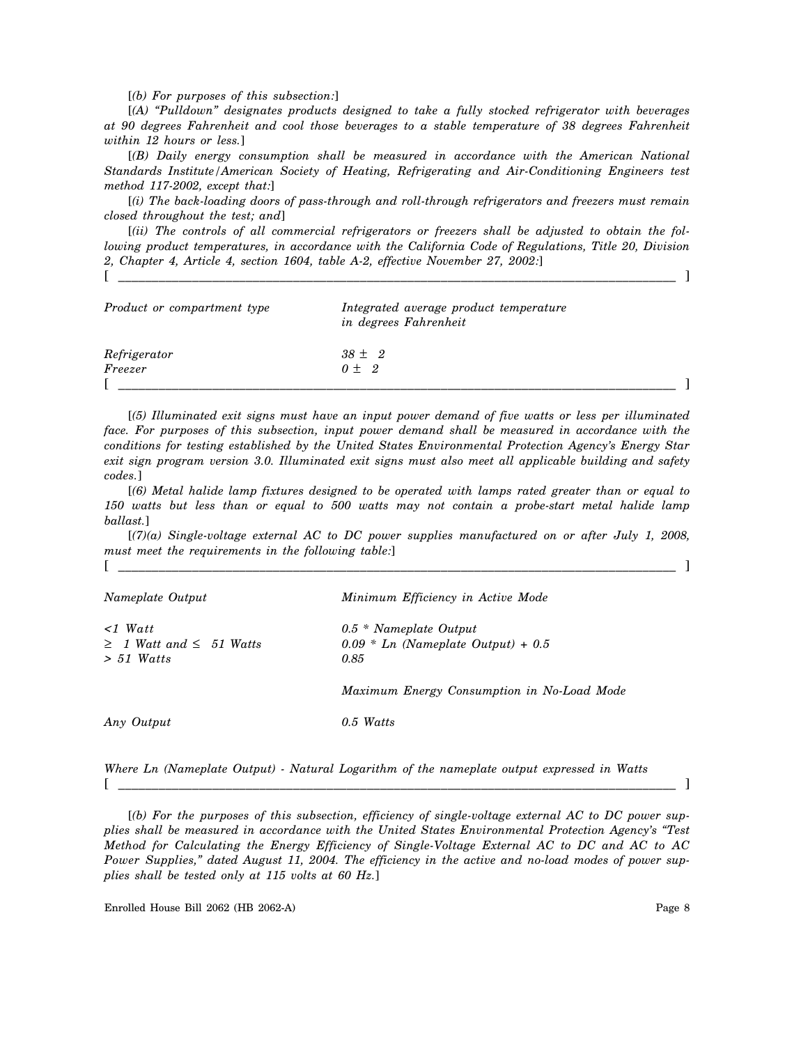[*(b) For purposes of this subsection:*]

[*(A) "Pulldown" designates products designed to take a fully stocked refrigerator with beverages at 90 degrees Fahrenheit and cool those beverages to a stable temperature of 38 degrees Fahrenheit within 12 hours or less.*]

[*(B) Daily energy consumption shall be measured in accordance with the American National Standards Institute/American Society of Heating, Refrigerating and Air-Conditioning Engineers test method 117-2002, except that:*]

[*(i) The back-loading doors of pass-through and roll-through refrigerators and freezers must remain closed throughout the test; and*]

[*(ii) The controls of all commercial refrigerators or freezers shall be adjusted to obtain the following product temperatures, in accordance with the California Code of Regulations, Title 20, Division 2, Chapter 4, Article 4, section 1604, table A-2, effective November 27, 2002:*]

[ ______________________________________________ ]

| *Product or compartment type* | *Integrated average product temperature in degrees Fahrenheit* |
|---|---|
| *Refrigerator* | *38 ± 2* |
| *Freezer* | *0 ± 2* |

[ ______________________________________________ ]

[*(5) Illuminated exit signs must have an input power demand of five watts or less per illuminated face. For purposes of this subsection, input power demand shall be measured in accordance with the conditions for testing established by the United States Environmental Protection Agency's Energy Star exit sign program version 3.0. Illuminated exit signs must also meet all applicable building and safety codes.*]

[*(6) Metal halide lamp fixtures designed to be operated with lamps rated greater than or equal to 150 watts but less than or equal to 500 watts may not contain a probe-start metal halide lamp ballast.*]

[*(7)(a) Single-voltage external AC to DC power supplies manufactured on or after July 1, 2008, must meet the requirements in the following table:*]

[ ______________________________________________ ]

| *Nameplate Output* | *Minimum Efficiency in Active Mode* |
|---|---|
| *<1 Watt* | *0.5 * Nameplate Output* |
| *≥ 1 Watt and ≤ 51 Watts* | *0.09 * Ln (Nameplate Output) + 0.5* |
| *> 51 Watts* | *0.85* |
| | *Maximum Energy Consumption in No-Load Mode* |
| *Any Output* | *0.5 Watts* |

*Where Ln (Nameplate Output) - Natural Logarithm of the nameplate output expressed in Watts*

[ ______________________________________________ ]

[*(b) For the purposes of this subsection, efficiency of single-voltage external AC to DC power supplies shall be measured in accordance with the United States Environmental Protection Agency's "Test Method for Calculating the Energy Efficiency of Single-Voltage External AC to DC and AC to AC Power Supplies," dated August 11, 2004. The efficiency in the active and no-load modes of power supplies shall be tested only at 115 volts at 60 Hz.*]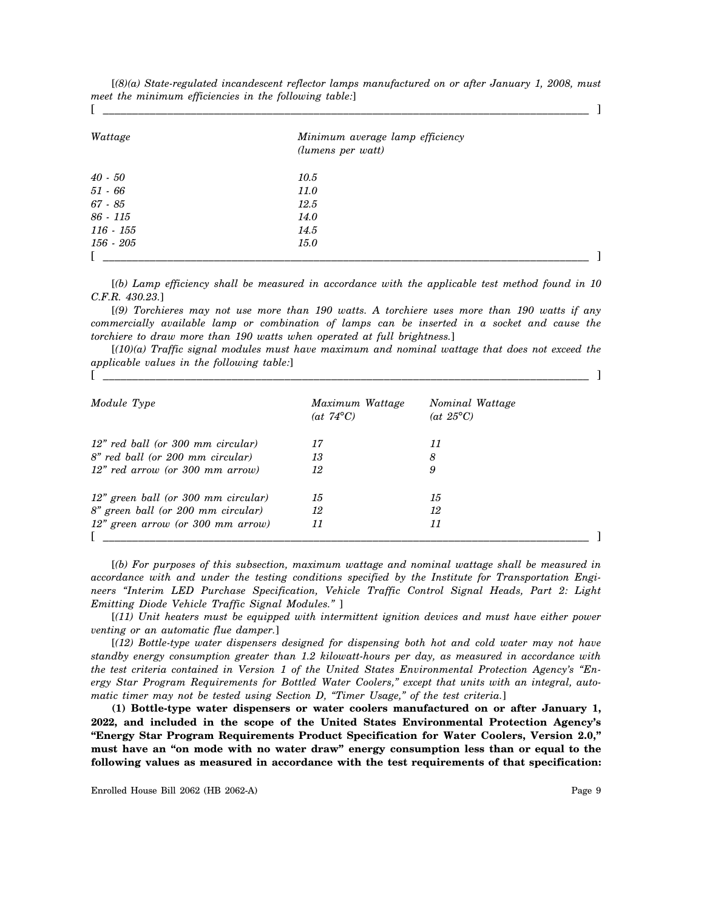[*(8)(a) State-regulated incandescent reflector lamps manufactured on or after January 1, 2008, must meet the minimum efficiencies in the following table:*]

[ ______________________________________________________________ ]

| *Wattage* | *Minimum average lamp efficiency (lumens per watt)* |
|---|---|
| *40 - 50* | *10.5* |
| *51 - 66* | *11.0* |
| *67 - 85* | *12.5* |
| *86 - 115* | *14.0* |
| *116 - 155* | *14.5* |
| *156 - 205* | *15.0* |

[ ______________________________________________________________ ]

[*(b) Lamp efficiency shall be measured in accordance with the applicable test method found in 10 C.F.R. 430.23.*]

[*(9) Torchieres may not use more than 190 watts. A torchiere uses more than 190 watts if any commercially available lamp or combination of lamps can be inserted in a socket and cause the torchiere to draw more than 190 watts when operated at full brightness.*]

[*(10)(a) Traffic signal modules must have maximum and nominal wattage that does not exceed the applicable values in the following table:*]

[ ______________________________________________________________ ]

| *Module Type* | *Maximum Wattage (at 74°C)* | *Nominal Wattage (at 25°C)* |
|---|---|---|
| *12" red ball (or 300 mm circular)* | *17* | *11* |
| *8" red ball (or 200 mm circular)* | *13* | *8* |
| *12" red arrow (or 300 mm arrow)* | *12* | *9* |
| *12" green ball (or 300 mm circular)* | *15* | *15* |
| *8" green ball (or 200 mm circular)* | *12* | *12* |
| *12" green arrow (or 300 mm arrow)* | *11* | *11* |

[ ______________________________________________________________ ]

[*(b) For purposes of this subsection, maximum wattage and nominal wattage shall be measured in accordance with and under the testing conditions specified by the Institute for Transportation Engineers "Interim LED Purchase Specification, Vehicle Traffic Control Signal Heads, Part 2: Light Emitting Diode Vehicle Traffic Signal Modules."* ]

[*(11) Unit heaters must be equipped with intermittent ignition devices and must have either power venting or an automatic flue damper.*]

[*(12) Bottle-type water dispensers designed for dispensing both hot and cold water may not have standby energy consumption greater than 1.2 kilowatt-hours per day, as measured in accordance with the test criteria contained in Version 1 of the United States Environmental Protection Agency's "Energy Star Program Requirements for Bottled Water Coolers," except that units with an integral, automatic timer may not be tested using Section D, "Timer Usage," of the test criteria.*]

**(1) Bottle-type water dispensers or water coolers manufactured on or after January 1, 2022, and included in the scope of the United States Environmental Protection Agency's "Energy Star Program Requirements Product Specification for Water Coolers, Version 2.0," must have an "on mode with no water draw" energy consumption less than or equal to the following values as measured in accordance with the test requirements of that specification:**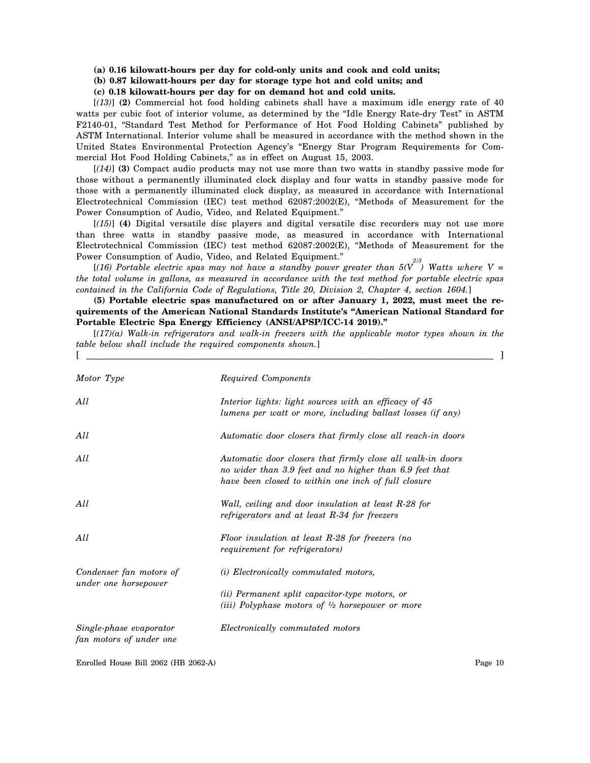**(a) 0.16 kilowatt-hours per day for cold-only units and cook and cold units;**

**(b) 0.87 kilowatt-hours per day for storage type hot and cold units; and**

**(c) 0.18 kilowatt-hours per day for on demand hot and cold units.**

[*(13)*] **(2)** Commercial hot food holding cabinets shall have a maximum idle energy rate of 40 watts per cubic foot of interior volume, as determined by the "Idle Energy Rate-dry Test" in ASTM F2140-01, "Standard Test Method for Performance of Hot Food Holding Cabinets" published by ASTM International. Interior volume shall be measured in accordance with the method shown in the United States Environmental Protection Agency's "Energy Star Program Requirements for Commercial Hot Food Holding Cabinets," as in effect on August 15, 2003.

[*(14)*] **(3)** Compact audio products may not use more than two watts in standby passive mode for those without a permanently illuminated clock display and four watts in standby passive mode for those with a permanently illuminated clock display, as measured in accordance with International Electrotechnical Commission (IEC) test method 62087:2002(E), "Methods of Measurement for the Power Consumption of Audio, Video, and Related Equipment."

[*(15)*] **(4)** Digital versatile disc players and digital versatile disc recorders may not use more than three watts in standby passive mode, as measured in accordance with International Electrotechnical Commission (IEC) test method 62087:2002(E), "Methods of Measurement for the Power Consumption of Audio, Video, and Related Equipment."

[*(16) Portable electric spas may not have a standby power greater than $5(V^{2/3})$ Watts where V = the total volume in gallons, as measured in accordance with the test method for portable electric spas contained in the California Code of Regulations, Title 20, Division 2, Chapter 4, section 1604.*]

**(5) Portable electric spas manufactured on or after January 1, 2022, must meet the requirements of the American National Standards Institute's "American National Standard for Portable Electric Spa Energy Efficiency (ANSI/APSP/ICC-14 2019)."**

[*(17)(a) Walk-in refrigerators and walk-in freezers with the applicable motor types shown in the table below shall include the required components shown.*]

[ ______________________________________________ ]

| *Motor Type* | *Required Components* |
|---|---|
| *All* | *Interior lights: light sources with an efficacy of 45 lumens per watt or more, including ballast losses (if any)* |
| *All* | *Automatic door closers that firmly close all reach-in doors* |
| *All* | *Automatic door closers that firmly close all walk-in doors no wider than 3.9 feet and no higher than 6.9 feet that have been closed to within one inch of full closure* |
| *All* | *Wall, ceiling and door insulation at least R-28 for refrigerators and at least R-34 for freezers* |
| *All* | *Floor insulation at least R-28 for freezers (no requirement for refrigerators)* |
| *Condenser fan motors of under one horsepower* | *(i) Electronically commutated motors, (ii) Permanent split capacitor-type motors, or (iii) Polyphase motors of ½ horsepower or more* |
| *Single-phase evaporator fan motors of under one* | *Electronically commutated motors* |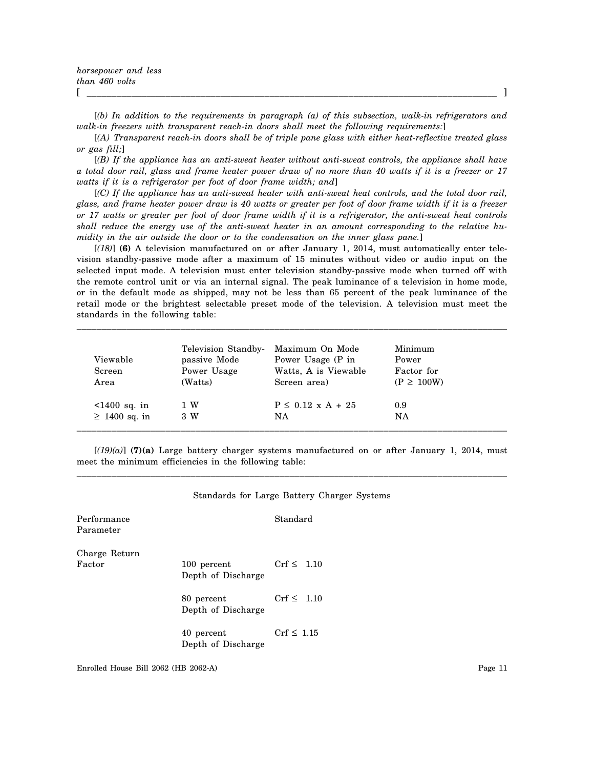*horsepower and less than 460 volts*
[ ______________________________________________________________________ ]

[*(b) In addition to the requirements in paragraph (a) of this subsection, walk-in refrigerators and walk-in freezers with transparent reach-in doors shall meet the following requirements:*]

[*(A) Transparent reach-in doors shall be of triple pane glass with either heat-reflective treated glass or gas fill;*]

[*(B) If the appliance has an anti-sweat heater without anti-sweat controls, the appliance shall have a total door rail, glass and frame heater power draw of no more than 40 watts if it is a freezer or 17 watts if it is a refrigerator per foot of door frame width; and*]

[*(C) If the appliance has an anti-sweat heater with anti-sweat heat controls, and the total door rail, glass, and frame heater power draw is 40 watts or greater per foot of door frame width if it is a freezer or 17 watts or greater per foot of door frame width if it is a refrigerator, the anti-sweat heat controls shall reduce the energy use of the anti-sweat heater in an amount corresponding to the relative humidity in the air outside the door or to the condensation on the inner glass pane.*]

[*(18)*] **(6)** A television manufactured on or after January 1, 2014, must automatically enter television standby-passive mode after a maximum of 15 minutes without video or audio input on the selected input mode. A television must enter television standby-passive mode when turned off with the remote control unit or via an internal signal. The peak luminance of a television in home mode, or in the default mode as shipped, may not be less than 65 percent of the peak luminance of the retail mode or the brightest selectable preset mode of the television. A television must meet the standards in the following table:

| Viewable Screen Area | Television Standby-passive Mode Power Usage (Watts) | Maximum On Mode Power Usage (P in Watts, A is Viewable Screen area) | Minimum Power Factor for (P ≥ 100W) |
|---|---|---|---|
| <1400 sq. in | 1 W | P ≤ 0.12 x A + 25 | 0.9 |
| ≥ 1400 sq. in | 3 W | NA | NA |

[*(19)(a)*] **(7)(a)** Large battery charger systems manufactured on or after January 1, 2014, must meet the minimum efficiencies in the following table:

Standards for Large Battery Charger Systems

| Performance Parameter | | Standard |
|---|---|---|
| Charge Return Factor | 100 percent Depth of Discharge | Crf ≤ 1.10 |
| | 80 percent Depth of Discharge | Crf ≤ 1.10 |
| | 40 percent Depth of Discharge | Crf ≤ 1.15 |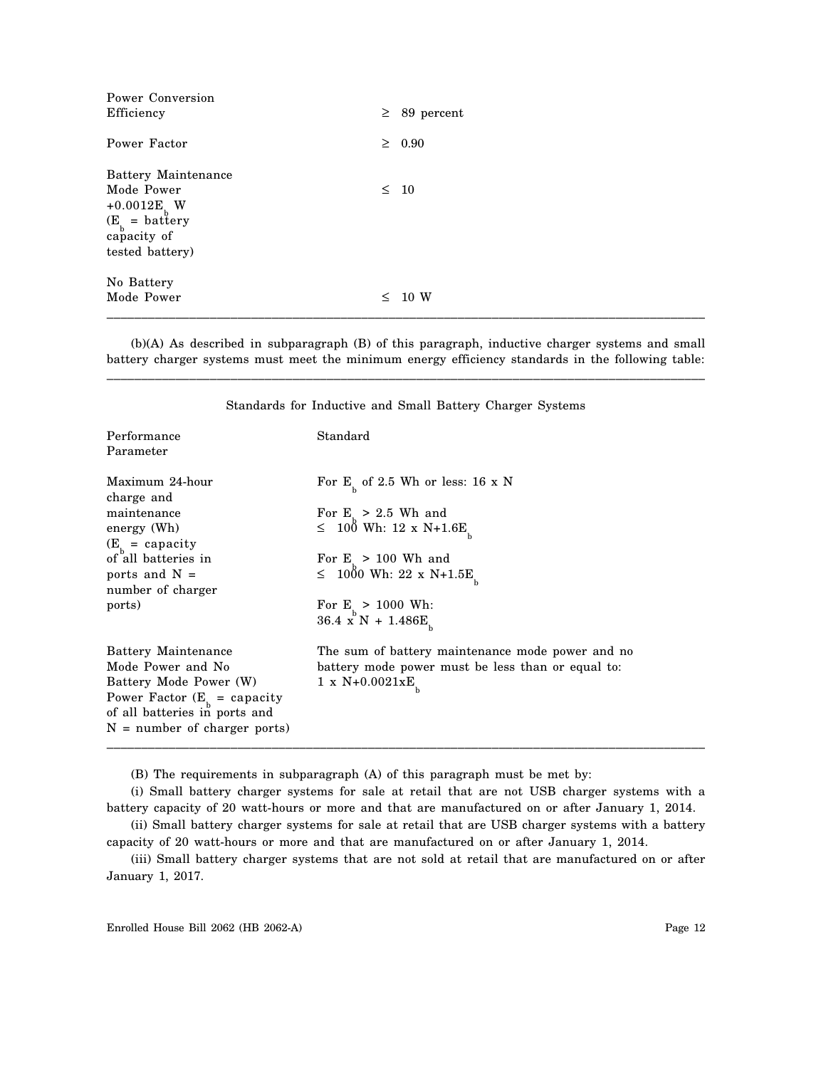| | |
|---|---|
| Power Conversion Efficiency | ≥ 89 percent |
| Power Factor | ≥ 0.90 |
| Battery Maintenance Mode Power | ≤ 10 +0.0012$E_b$ W ($E_b$ = battery capacity of tested battery) |
| No Battery Mode Power | ≤ 10 W |

(b)(A) As described in subparagraph (B) of this paragraph, inductive charger systems and small battery charger systems must meet the minimum energy efficiency standards in the following table:

Standards for Inductive and Small Battery Charger Systems

| Performance Parameter | Standard |
|---|---|
| Maximum 24-hour charge and maintenance energy (Wh) ($E_b$ = capacity of all batteries in ports and N = number of charger ports) | For $E_b$ of 2.5 Wh or less: 16 x N<br><br>For $E_b$ > 2.5 Wh and ≤ 100 Wh: 12 x N+1.6$E_b$<br><br>For $E_b$ > 100 Wh and ≤ 1000 Wh: 22 x N+1.5$E_b$<br><br>For $E_b$ > 1000 Wh: 36.4 x N + 1.486$E_b$ |
| Battery Maintenance Mode Power and No Battery Mode Power (W) Power Factor ($E_b$ = capacity of all batteries in ports and N = number of charger ports) | The sum of battery maintenance mode power and no battery mode power must be less than or equal to: 1 x N+0.0021x$E_b$ |

(B) The requirements in subparagraph (A) of this paragraph must be met by:

(i) Small battery charger systems for sale at retail that are not USB charger systems with a battery capacity of 20 watt-hours or more and that are manufactured on or after January 1, 2014.

(ii) Small battery charger systems for sale at retail that are USB charger systems with a battery capacity of 20 watt-hours or more and that are manufactured on or after January 1, 2014.

(iii) Small battery charger systems that are not sold at retail that are manufactured on or after January 1, 2017.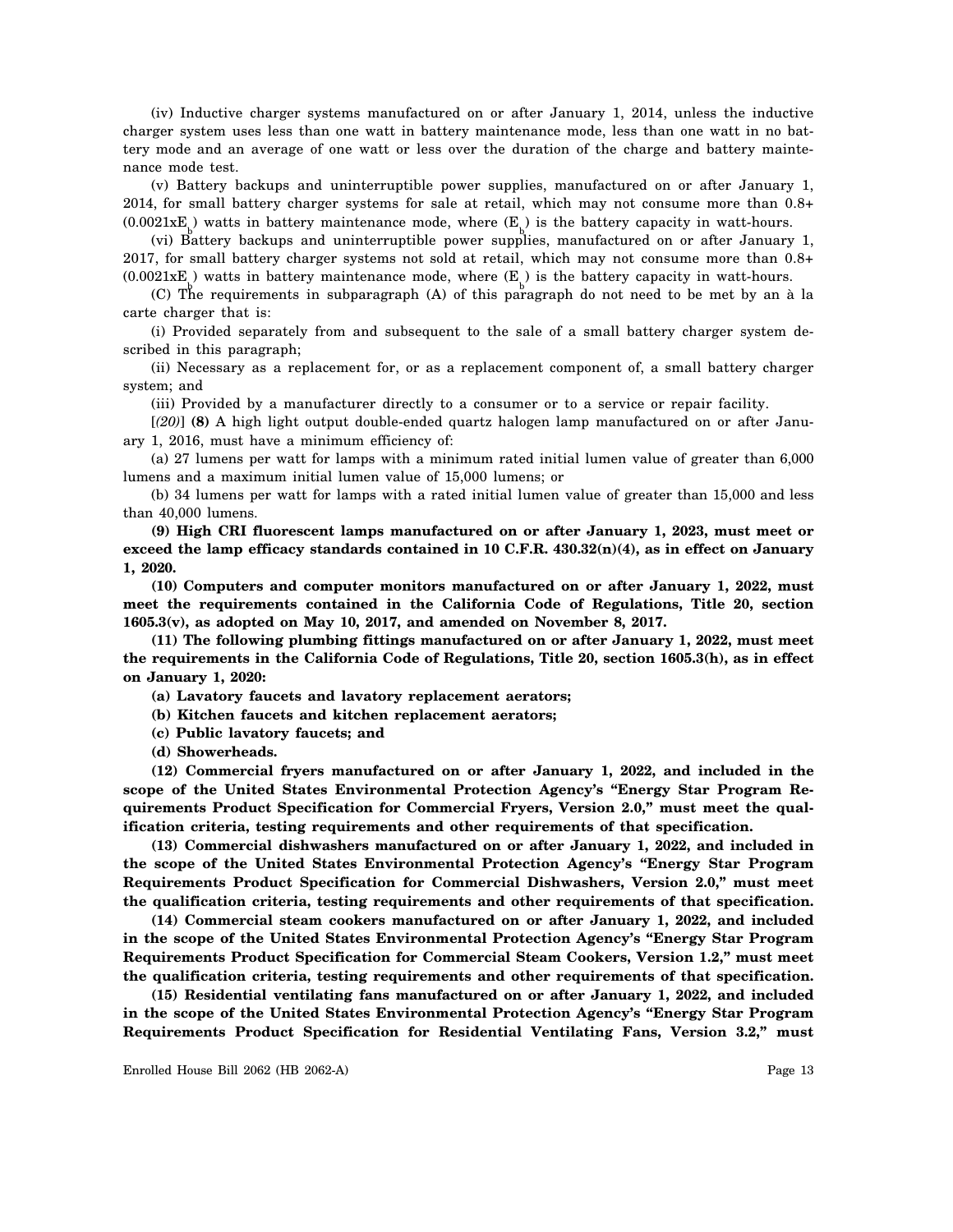(iv) Inductive charger systems manufactured on or after January 1, 2014, unless the inductive charger system uses less than one watt in battery maintenance mode, less than one watt in no battery mode and an average of one watt or less over the duration of the charge and battery maintenance mode test.

(v) Battery backups and uninterruptible power supplies, manufactured on or after January 1, 2014, for small battery charger systems for sale at retail, which may not consume more than $0.8 + (0.0021xE_b)$ watts in battery maintenance mode, where $(E_b)$ is the battery capacity in watt-hours.

(vi) Battery backups and uninterruptible power supplies, manufactured on or after January 1, 2017, for small battery charger systems not sold at retail, which may not consume more than $0.8 + (0.0021xE_b)$ watts in battery maintenance mode, where $(E_b)$ is the battery capacity in watt-hours.

(C) The requirements in subparagraph (A) of this paragraph do not need to be met by an à la carte charger that is:

(i) Provided separately from and subsequent to the sale of a small battery charger system described in this paragraph;

(ii) Necessary as a replacement for, or as a replacement component of, a small battery charger system; and

(iii) Provided by a manufacturer directly to a consumer or to a service or repair facility.

[*(20)*] **(8)** A high light output double-ended quartz halogen lamp manufactured on or after January 1, 2016, must have a minimum efficiency of:

(a) 27 lumens per watt for lamps with a minimum rated initial lumen value of greater than 6,000 lumens and a maximum initial lumen value of 15,000 lumens; or

(b) 34 lumens per watt for lamps with a rated initial lumen value of greater than 15,000 and less than 40,000 lumens.

**(9) High CRI fluorescent lamps manufactured on or after January 1, 2023, must meet or exceed the lamp efficacy standards contained in 10 C.F.R. 430.32(n)(4), as in effect on January 1, 2020.**

**(10) Computers and computer monitors manufactured on or after January 1, 2022, must meet the requirements contained in the California Code of Regulations, Title 20, section 1605.3(v), as adopted on May 10, 2017, and amended on November 8, 2017.**

**(11) The following plumbing fittings manufactured on or after January 1, 2022, must meet the requirements in the California Code of Regulations, Title 20, section 1605.3(h), as in effect on January 1, 2020:**

**(a) Lavatory faucets and lavatory replacement aerators;**

**(b) Kitchen faucets and kitchen replacement aerators;**

**(c) Public lavatory faucets; and**

**(d) Showerheads.**

**(12) Commercial fryers manufactured on or after January 1, 2022, and included in the scope of the United States Environmental Protection Agency's "Energy Star Program Requirements Product Specification for Commercial Fryers, Version 2.0," must meet the qualification criteria, testing requirements and other requirements of that specification.**

**(13) Commercial dishwashers manufactured on or after January 1, 2022, and included in the scope of the United States Environmental Protection Agency's "Energy Star Program Requirements Product Specification for Commercial Dishwashers, Version 2.0," must meet the qualification criteria, testing requirements and other requirements of that specification.**

**(14) Commercial steam cookers manufactured on or after January 1, 2022, and included in the scope of the United States Environmental Protection Agency's "Energy Star Program Requirements Product Specification for Commercial Steam Cookers, Version 1.2," must meet the qualification criteria, testing requirements and other requirements of that specification.**

**(15) Residential ventilating fans manufactured on or after January 1, 2022, and included in the scope of the United States Environmental Protection Agency's "Energy Star Program Requirements Product Specification for Residential Ventilating Fans, Version 3.2," must**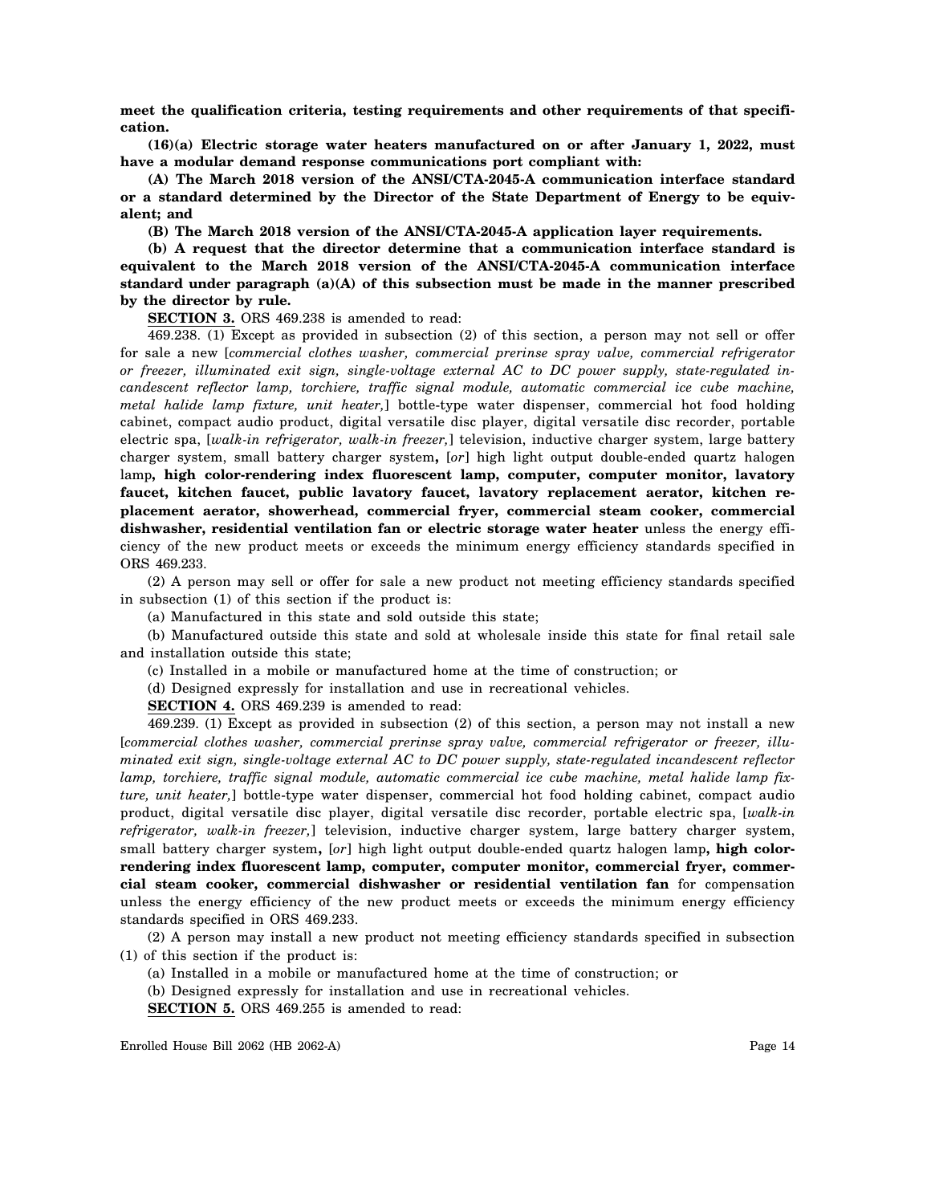**meet the qualification criteria, testing requirements and other requirements of that specification.**

**(16)(a) Electric storage water heaters manufactured on or after January 1, 2022, must have a modular demand response communications port compliant with:**

**(A) The March 2018 version of the ANSI/CTA-2045-A communication interface standard or a standard determined by the Director of the State Department of Energy to be equivalent; and**

**(B) The March 2018 version of the ANSI/CTA-2045-A application layer requirements.**

**(b) A request that the director determine that a communication interface standard is equivalent to the March 2018 version of the ANSI/CTA-2045-A communication interface standard under paragraph (a)(A) of this subsection must be made in the manner prescribed by the director by rule.**

**SECTION 3.** ORS 469.238 is amended to read:

469.238. (1) Except as provided in subsection (2) of this section, a person may not sell or offer for sale a new [*commercial clothes washer, commercial prerinse spray valve, commercial refrigerator or freezer, illuminated exit sign, single-voltage external AC to DC power supply, state-regulated incandescent reflector lamp, torchiere, traffic signal module, automatic commercial ice cube machine, metal halide lamp fixture, unit heater,*] bottle-type water dispenser, commercial hot food holding cabinet, compact audio product, digital versatile disc player, digital versatile disc recorder, portable electric spa, [*walk-in refrigerator, walk-in freezer,*] television, inductive charger system, large battery charger system, small battery charger system**,** [*or*] high light output double-ended quartz halogen lamp**, high color-rendering index fluorescent lamp, computer, computer monitor, lavatory faucet, kitchen faucet, public lavatory faucet, lavatory replacement aerator, kitchen replacement aerator, showerhead, commercial fryer, commercial steam cooker, commercial dishwasher, residential ventilation fan or electric storage water heater** unless the energy efficiency of the new product meets or exceeds the minimum energy efficiency standards specified in ORS 469.233.

(2) A person may sell or offer for sale a new product not meeting efficiency standards specified in subsection (1) of this section if the product is:

(a) Manufactured in this state and sold outside this state;

(b) Manufactured outside this state and sold at wholesale inside this state for final retail sale and installation outside this state;

(c) Installed in a mobile or manufactured home at the time of construction; or

(d) Designed expressly for installation and use in recreational vehicles.

**SECTION 4.** ORS 469.239 is amended to read:

469.239. (1) Except as provided in subsection (2) of this section, a person may not install a new [*commercial clothes washer, commercial prerinse spray valve, commercial refrigerator or freezer, illuminated exit sign, single-voltage external AC to DC power supply, state-regulated incandescent reflector lamp, torchiere, traffic signal module, automatic commercial ice cube machine, metal halide lamp fixture, unit heater,*] bottle-type water dispenser, commercial hot food holding cabinet, compact audio product, digital versatile disc player, digital versatile disc recorder, portable electric spa, [*walk-in refrigerator, walk-in freezer,*] television, inductive charger system, large battery charger system, small battery charger system**,** [*or*] high light output double-ended quartz halogen lamp**, high color-rendering index fluorescent lamp, computer, computer monitor, commercial fryer, commercial steam cooker, commercial dishwasher or residential ventilation fan** for compensation unless the energy efficiency of the new product meets or exceeds the minimum energy efficiency standards specified in ORS 469.233.

(2) A person may install a new product not meeting efficiency standards specified in subsection (1) of this section if the product is:

(a) Installed in a mobile or manufactured home at the time of construction; or

(b) Designed expressly for installation and use in recreational vehicles.

**SECTION 5.** ORS 469.255 is amended to read:

Enrolled House Bill 2062 (HB 2062-A)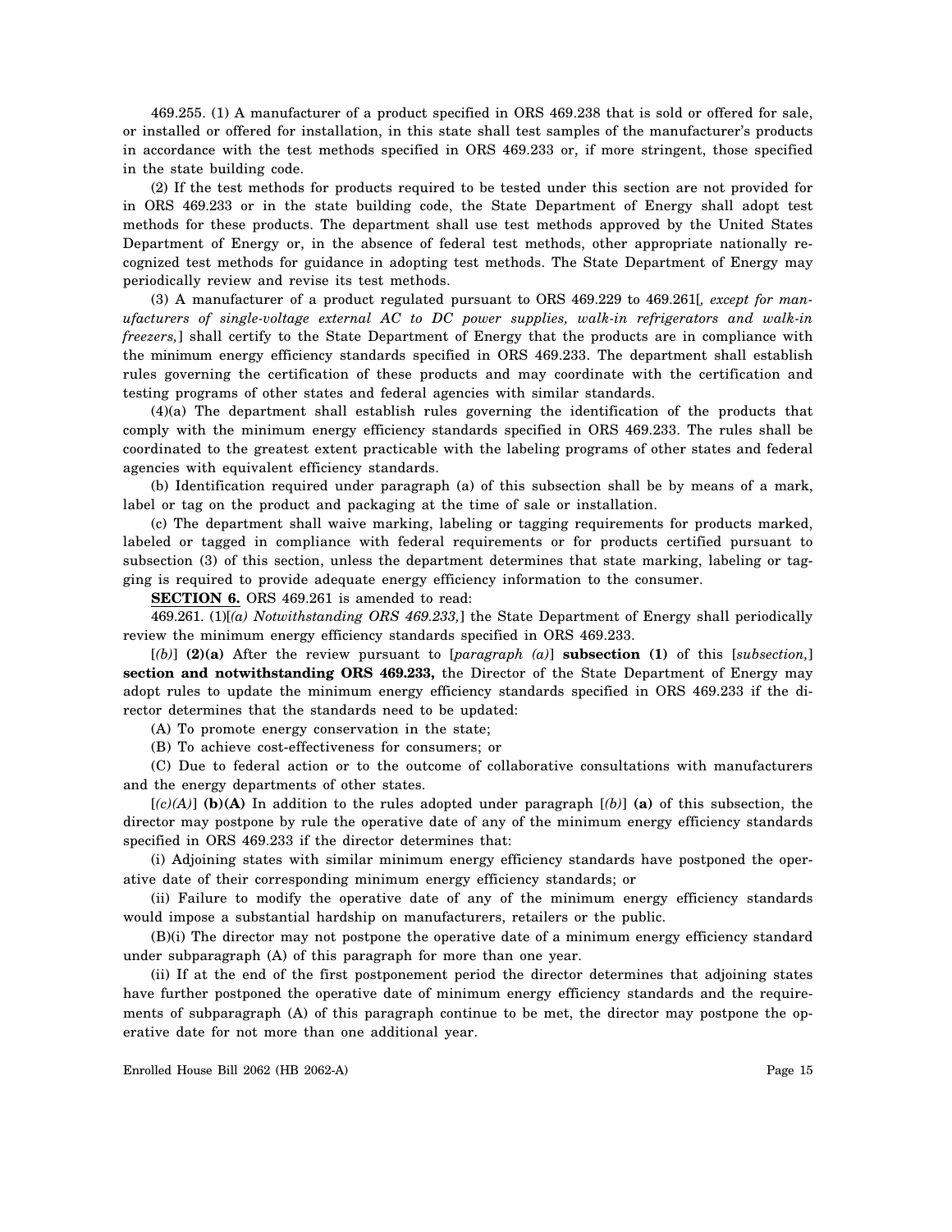469.255. (1) A manufacturer of a product specified in ORS 469.238 that is sold or offered for sale, or installed or offered for installation, in this state shall test samples of the manufacturer's products in accordance with the test methods specified in ORS 469.233 or, if more stringent, those specified in the state building code.

(2) If the test methods for products required to be tested under this section are not provided for in ORS 469.233 or in the state building code, the State Department of Energy shall adopt test methods for these products. The department shall use test methods approved by the United States Department of Energy or, in the absence of federal test methods, other appropriate nationally recognized test methods for guidance in adopting test methods. The State Department of Energy may periodically review and revise its test methods.

(3) A manufacturer of a product regulated pursuant to ORS 469.229 to 469.261[*, except for manufacturers of single-voltage external AC to DC power supplies, walk-in refrigerators and walk-in freezers,*] shall certify to the State Department of Energy that the products are in compliance with the minimum energy efficiency standards specified in ORS 469.233. The department shall establish rules governing the certification of these products and may coordinate with the certification and testing programs of other states and federal agencies with similar standards.

(4)(a) The department shall establish rules governing the identification of the products that comply with the minimum energy efficiency standards specified in ORS 469.233. The rules shall be coordinated to the greatest extent practicable with the labeling programs of other states and federal agencies with equivalent efficiency standards.

(b) Identification required under paragraph (a) of this subsection shall be by means of a mark, label or tag on the product and packaging at the time of sale or installation.

(c) The department shall waive marking, labeling or tagging requirements for products marked, labeled or tagged in compliance with federal requirements or for products certified pursuant to subsection (3) of this section, unless the department determines that state marking, labeling or tagging is required to provide adequate energy efficiency information to the consumer.

**SECTION 6.** ORS 469.261 is amended to read:

469.261. (1)[*(a) Notwithstanding ORS 469.233,*] the State Department of Energy shall periodically review the minimum energy efficiency standards specified in ORS 469.233.

[*(b)*] **(2)(a)** After the review pursuant to [*paragraph (a)*] **subsection (1)** of this [*subsection,*] **section and notwithstanding ORS 469.233,** the Director of the State Department of Energy may adopt rules to update the minimum energy efficiency standards specified in ORS 469.233 if the director determines that the standards need to be updated:

(A) To promote energy conservation in the state;

(B) To achieve cost-effectiveness for consumers; or

(C) Due to federal action or to the outcome of collaborative consultations with manufacturers and the energy departments of other states.

[*(c)(A)*] **(b)(A)** In addition to the rules adopted under paragraph [*(b)*] **(a)** of this subsection, the director may postpone by rule the operative date of any of the minimum energy efficiency standards specified in ORS 469.233 if the director determines that:

(i) Adjoining states with similar minimum energy efficiency standards have postponed the operative date of their corresponding minimum energy efficiency standards; or

(ii) Failure to modify the operative date of any of the minimum energy efficiency standards would impose a substantial hardship on manufacturers, retailers or the public.

(B)(i) The director may not postpone the operative date of a minimum energy efficiency standard under subparagraph (A) of this paragraph for more than one year.

(ii) If at the end of the first postponement period the director determines that adjoining states have further postponed the operative date of minimum energy efficiency standards and the requirements of subparagraph (A) of this paragraph continue to be met, the director may postpone the operative date for not more than one additional year.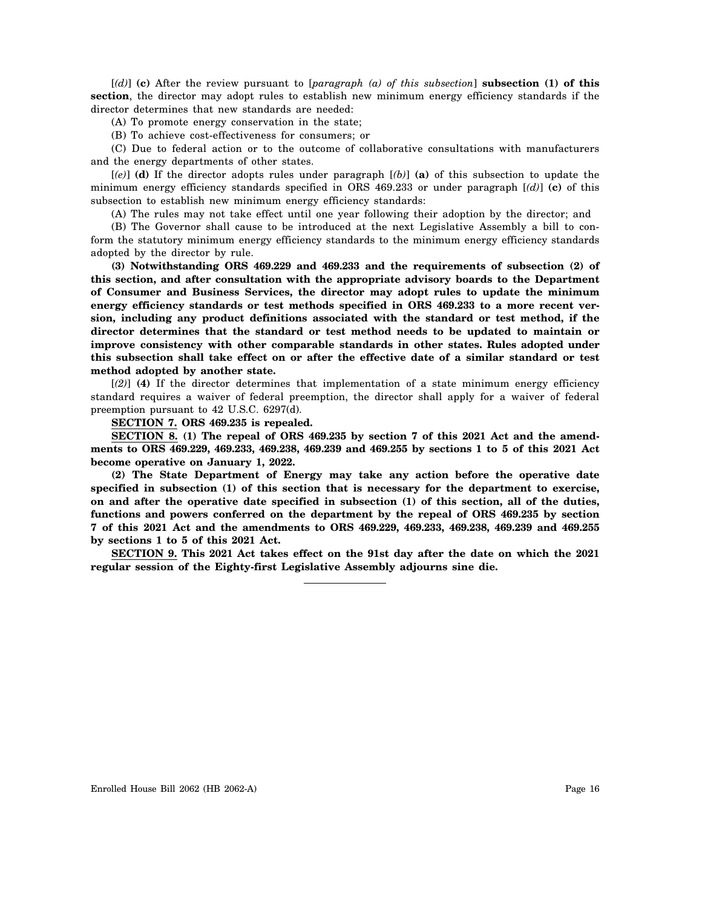[*(d)*] **(c)** After the review pursuant to [*paragraph (a) of this subsection*] **subsection (1) of this section**, the director may adopt rules to establish new minimum energy efficiency standards if the director determines that new standards are needed:

(A) To promote energy conservation in the state;

(B) To achieve cost-effectiveness for consumers; or

(C) Due to federal action or to the outcome of collaborative consultations with manufacturers and the energy departments of other states.

[*(e)*] **(d)** If the director adopts rules under paragraph [*(b)*] **(a)** of this subsection to update the minimum energy efficiency standards specified in ORS 469.233 or under paragraph [*(d)*] **(c)** of this subsection to establish new minimum energy efficiency standards:

(A) The rules may not take effect until one year following their adoption by the director; and

(B) The Governor shall cause to be introduced at the next Legislative Assembly a bill to conform the statutory minimum energy efficiency standards to the minimum energy efficiency standards adopted by the director by rule.

**(3) Notwithstanding ORS 469.229 and 469.233 and the requirements of subsection (2) of this section, and after consultation with the appropriate advisory boards to the Department of Consumer and Business Services, the director may adopt rules to update the minimum energy efficiency standards or test methods specified in ORS 469.233 to a more recent version, including any product definitions associated with the standard or test method, if the director determines that the standard or test method needs to be updated to maintain or improve consistency with other comparable standards in other states. Rules adopted under this subsection shall take effect on or after the effective date of a similar standard or test method adopted by another state.**

[*(2)*] **(4)** If the director determines that implementation of a state minimum energy efficiency standard requires a waiver of federal preemption, the director shall apply for a waiver of federal preemption pursuant to 42 U.S.C. 6297(d).

**SECTION 7. ORS 469.235 is repealed.**

**SECTION 8. (1) The repeal of ORS 469.235 by section 7 of this 2021 Act and the amendments to ORS 469.229, 469.233, 469.238, 469.239 and 469.255 by sections 1 to 5 of this 2021 Act become operative on January 1, 2022.**

**(2) The State Department of Energy may take any action before the operative date specified in subsection (1) of this section that is necessary for the department to exercise, on and after the operative date specified in subsection (1) of this section, all of the duties, functions and powers conferred on the department by the repeal of ORS 469.235 by section 7 of this 2021 Act and the amendments to ORS 469.229, 469.233, 469.238, 469.239 and 469.255 by sections 1 to 5 of this 2021 Act.**

**SECTION 9. This 2021 Act takes effect on the 91st day after the date on which the 2021 regular session of the Eighty-first Legislative Assembly adjourns sine die.**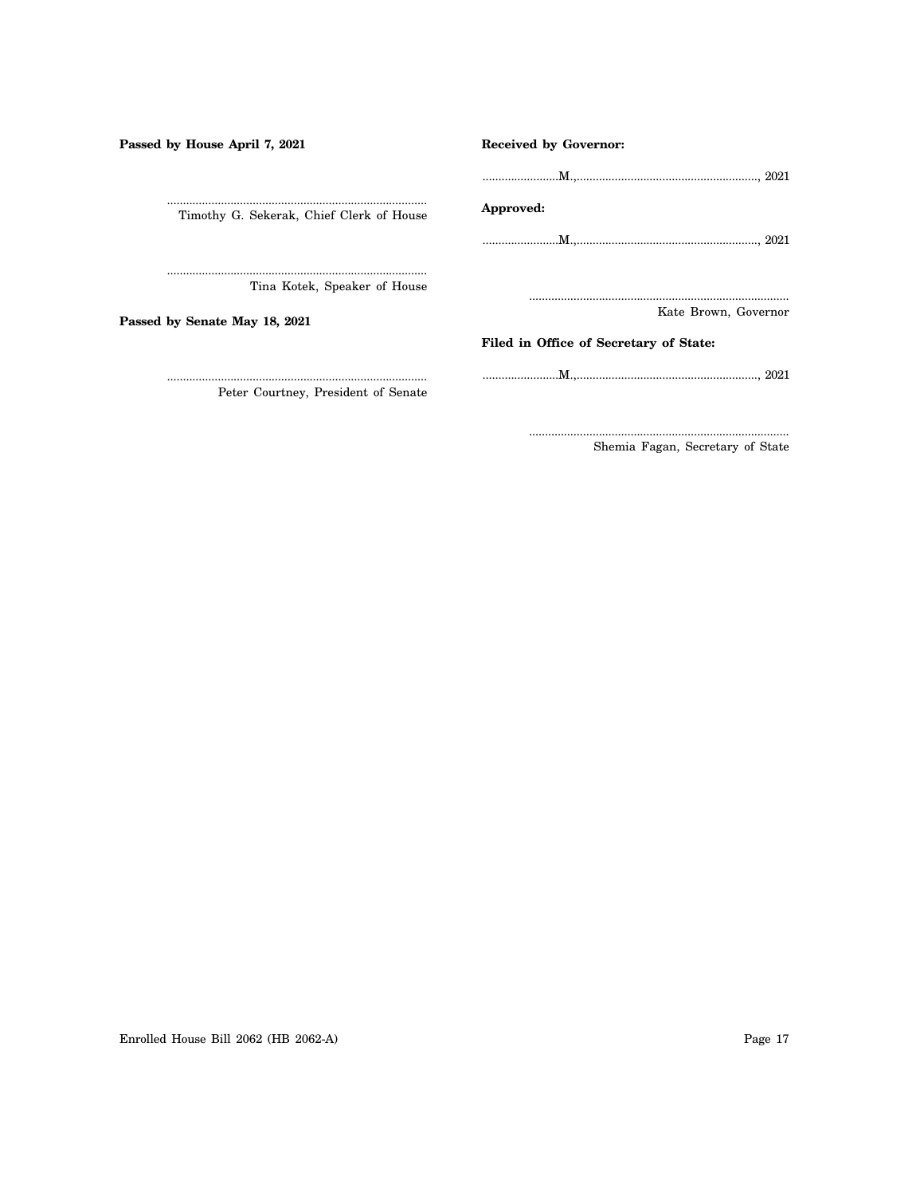**Passed by House April 7, 2021**

..................................................................................
Timothy G. Sekerak, Chief Clerk of House

..................................................................................
Tina Kotek, Speaker of House

**Passed by Senate May 18, 2021**

..................................................................................
Peter Courtney, President of Senate

**Received by Governor:**

........................M.,..........................................................., 2021

**Approved:**

........................M.,..........................................................., 2021

..................................................................................
Kate Brown, Governor

**Filed in Office of Secretary of State:**

........................M.,..........................................................., 2021

..................................................................................
Shemia Fagan, Secretary of State

Enrolled House Bill 2062 (HB 2062-A)